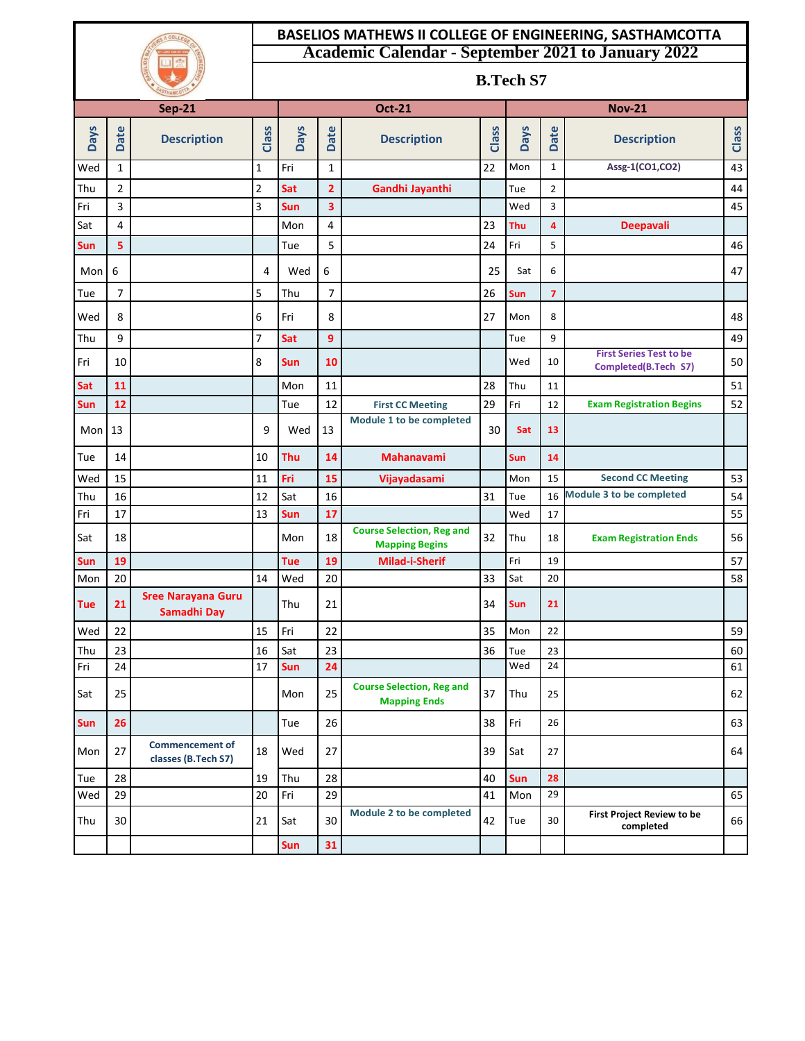# BASELIOS MATHEWS II COLLEGE OF ENGINEERING, SASTHAMCOTTA

## Academic Calendar - September 2021 to January 2022

### B.Tech S7

| Sep-21 | | | | Oct-21 | | | | Nov-21 | | | |
|---|---|---|---|---|---|---|---|---|---|---|---|
| Days | Date | Description | Class | Days | Date | Description | Class | Days | Date | Description | Class |
| Wed | 1 | | 1 | Fri | 1 | | 22 | Mon | 1 | Assg-1(CO1,CO2) | 43 |
| Thu | 2 | | 2 | Sat | 2 | Gandhi Jayanthi | | Tue | 2 | | 44 |
| Fri | 3 | | 3 | Sun | 3 | | | Wed | 3 | | 45 |
| Sat | 4 | | | Mon | 4 | | 23 | Thu | 4 | Deepavali | |
| Sun | 5 | | | Tue | 5 | | 24 | Fri | 5 | | 46 |
| Mon | 6 | | 4 | Wed | 6 | | 25 | Sat | 6 | | 47 |
| Tue | 7 | | 5 | Thu | 7 | | 26 | Sun | 7 | | |
| Wed | 8 | | 6 | Fri | 8 | | 27 | Mon | 8 | | 48 |
| Thu | 9 | | 7 | Sat | 9 | | | Tue | 9 | | 49 |
| Fri | 10 | | 8 | Sun | 10 | | | Wed | 10 | First Series Test to be Completed(B.Tech S7) | 50 |
| Sat | 11 | | | Mon | 11 | | 28 | Thu | 11 | | 51 |
| Sun | 12 | | | Tue | 12 | First CC Meeting | 29 | Fri | 12 | Exam Registration Begins | 52 |
| Mon | 13 | | 9 | Wed | 13 | Module 1 to be completed | 30 | Sat | 13 | | |
| Tue | 14 | | 10 | Thu | 14 | Mahanavami | | Sun | 14 | | |
| Wed | 15 | | 11 | Fri | 15 | Vijayadasami | | Mon | 15 | Second CC Meeting | 53 |
| Thu | 16 | | 12 | Sat | 16 | | 31 | Tue | 16 | Module 3 to be completed | 54 |
| Fri | 17 | | 13 | Sun | 17 | | | Wed | 17 | | 55 |
| Sat | 18 | | | Mon | 18 | Course Selection, Reg and Mapping Begins | 32 | Thu | 18 | Exam Registration Ends | 56 |
| Sun | 19 | | | Tue | 19 | Milad-i-Sherif | | Fri | 19 | | 57 |
| Mon | 20 | | 14 | Wed | 20 | | 33 | Sat | 20 | | 58 |
| Tue | 21 | Sree Narayana Guru Samadhi Day | | Thu | 21 | | 34 | Sun | 21 | | |
| Wed | 22 | | 15 | Fri | 22 | | 35 | Mon | 22 | | 59 |
| Thu | 23 | | 16 | Sat | 23 | | 36 | Tue | 23 | | 60 |
| Fri | 24 | | 17 | Sun | 24 | | | Wed | 24 | | 61 |
| Sat | 25 | | | Mon | 25 | Course Selection, Reg and Mapping Ends | 37 | Thu | 25 | | 62 |
| Sun | 26 | | | Tue | 26 | | 38 | Fri | 26 | | 63 |
| Mon | 27 | Commencement of classes (B.Tech S7) | 18 | Wed | 27 | | 39 | Sat | 27 | | 64 |
| Tue | 28 | | 19 | Thu | 28 | | 40 | Sun | 28 | | |
| Wed | 29 | | 20 | Fri | 29 | | 41 | Mon | 29 | | 65 |
| Thu | 30 | | 21 | Sat | 30 | Module 2 to be completed | 42 | Tue | 30 | First Project Review to be completed | 66 |
| | | | | Sun | 31 | | | | | | |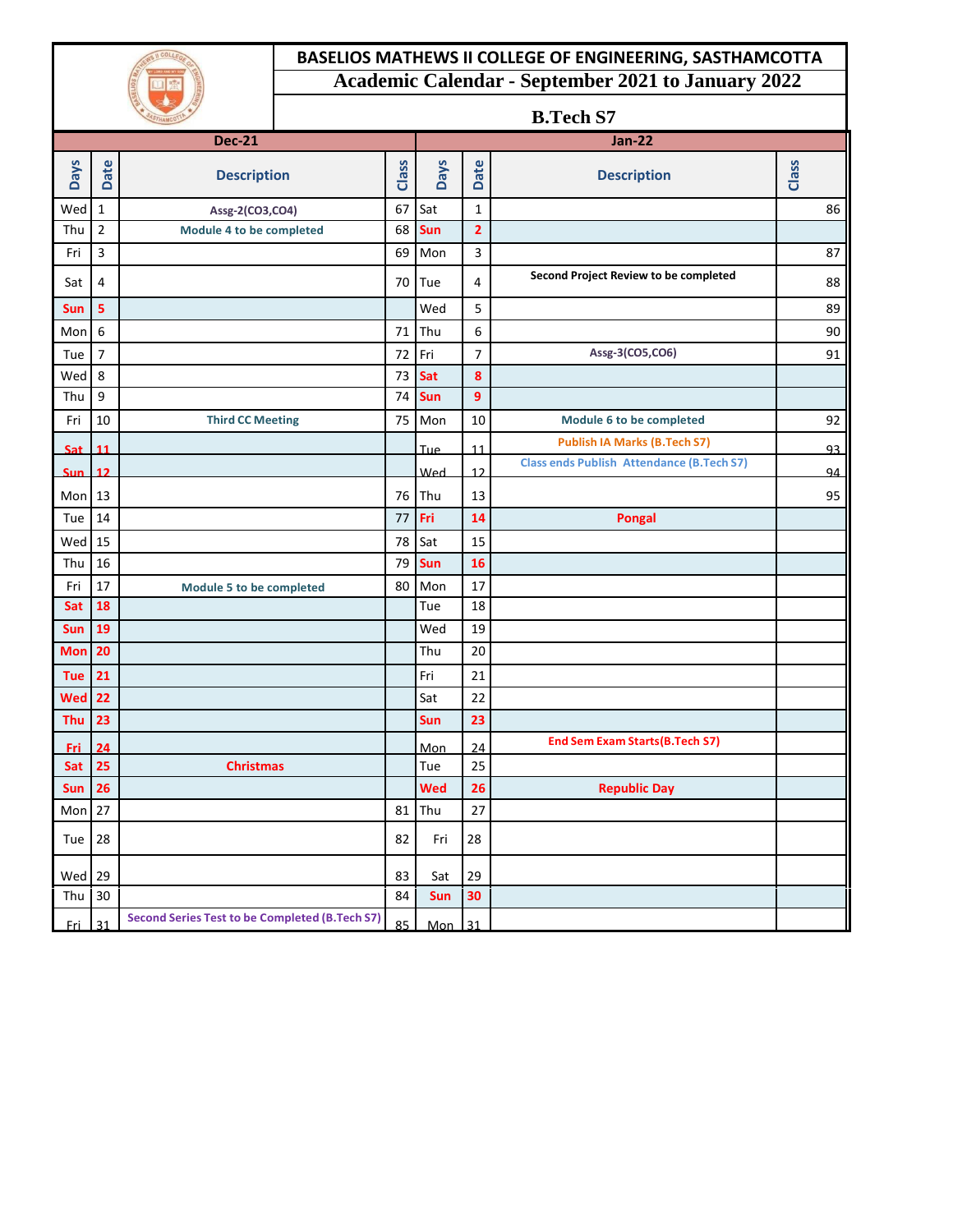# BASELIOS MATHEWS II COLLEGE OF ENGINEERING, SASTHAMCOTTA

## Academic Calendar - September 2021 to January 2022

### B.Tech S7

| Dec-21 | | | | Jan-22 | | | |
|---|---|---|---|---|---|---|---|
| Days | Date | Description | Class | Days | Date | Description | Class |
| Wed | 1 | Assg-2(CO3,CO4) | 67 | Sat | 1 | | 86 |
| Thu | 2 | Module 4 to be completed | 68 | Sun | 2 | | |
| Fri | 3 | | 69 | Mon | 3 | | 87 |
| Sat | 4 | | 70 | Tue | 4 | Second Project Review to be completed | 88 |
| Sun | 5 | | | Wed | 5 | | 89 |
| Mon | 6 | | 71 | Thu | 6 | | 90 |
| Tue | 7 | | 72 | Fri | 7 | Assg-3(CO5,CO6) | 91 |
| Wed | 8 | | 73 | Sat | 8 | | |
| Thu | 9 | | 74 | Sun | 9 | | |
| Fri | 10 | Third CC Meeting | 75 | Mon | 10 | Module 6 to be completed | 92 |
| Sat | 11 | | | Tue | 11 | Publish IA Marks (B.Tech S7) | 93 |
| Sun | 12 | | | Wed | 12 | Class ends Publish Attendance (B.Tech S7) | 94 |
| Mon | 13 | | 76 | Thu | 13 | | 95 |
| Tue | 14 | | 77 | Fri | 14 | Pongal | |
| Wed | 15 | | 78 | Sat | 15 | | |
| Thu | 16 | | 79 | Sun | 16 | | |
| Fri | 17 | Module 5 to be completed | 80 | Mon | 17 | | |
| Sat | 18 | | | Tue | 18 | | |
| Sun | 19 | | | Wed | 19 | | |
| Mon | 20 | | | Thu | 20 | | |
| Tue | 21 | | | Fri | 21 | | |
| Wed | 22 | | | Sat | 22 | | |
| Thu | 23 | | | Sun | 23 | | |
| Fri | 24 | | | Mon | 24 | End Sem Exam Starts(B.Tech S7) | |
| Sat | 25 | Christmas | | Tue | 25 | | |
| Sun | 26 | | | Wed | 26 | Republic Day | |
| Mon | 27 | | 81 | Thu | 27 | | |
| Tue | 28 | | 82 | Fri | 28 | | |
| Wed | 29 | | 83 | Sat | 29 | | |
| Thu | 30 | | 84 | Sun | 30 | | |
| Fri | 31 | Second Series Test to be Completed (B.Tech S7) | 85 | Mon | 31 | | |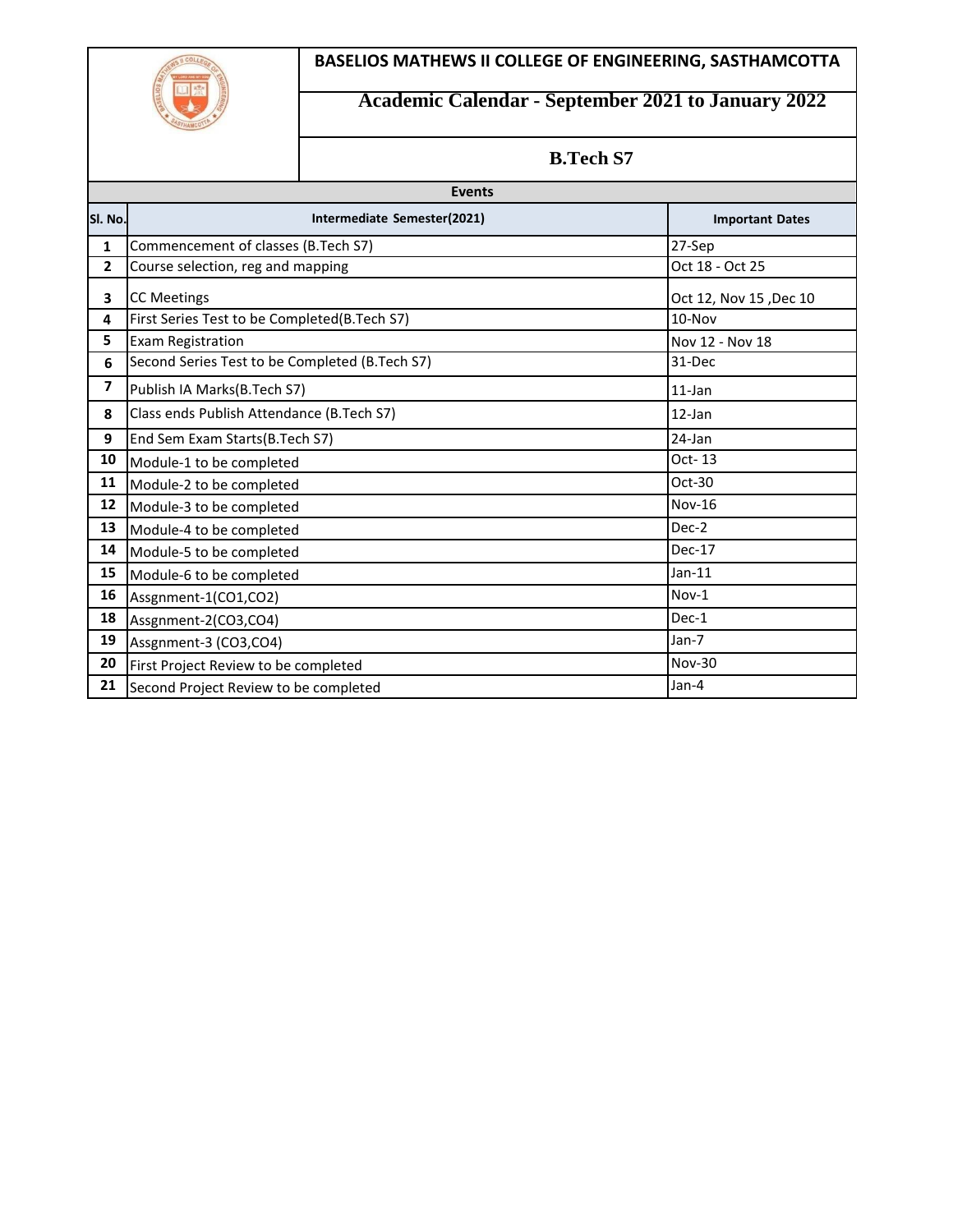# BASELIOS MATHEWS II COLLEGE OF ENGINEERING, SASTHAMCOTTA

## Academic Calendar - September 2021 to January 2022

### B.Tech S7

**Events**

| Sl. No. | Intermediate Semester(2021) | Important Dates |
|---|---|---|
| 1 | Commencement of classes (B.Tech S7) | 27-Sep |
| 2 | Course selection, reg and mapping | Oct 18 - Oct 25 |
| 3 | CC Meetings | Oct 12, Nov 15 ,Dec 10 |
| 4 | First Series Test to be Completed(B.Tech S7) | 10-Nov |
| 5 | Exam Registration | Nov 12 - Nov 18 |
| 6 | Second Series Test to be Completed (B.Tech S7) | 31-Dec |
| 7 | Publish IA Marks(B.Tech S7) | 11-Jan |
| 8 | Class ends Publish Attendance (B.Tech S7) | 12-Jan |
| 9 | End Sem Exam Starts(B.Tech S7) | 24-Jan |
| 10 | Module-1 to be completed | Oct- 13 |
| 11 | Module-2 to be completed | Oct-30 |
| 12 | Module-3 to be completed | Nov-16 |
| 13 | Module-4 to be completed | Dec-2 |
| 14 | Module-5 to be completed | Dec-17 |
| 15 | Module-6 to be completed | Jan-11 |
| 16 | Assgnment-1(CO1,CO2) | Nov-1 |
| 18 | Assgnment-2(CO3,CO4) | Dec-1 |
| 19 | Assgnment-3 (CO3,CO4) | Jan-7 |
| 20 | First Project Review to be completed | Nov-30 |
| 21 | Second Project Review to be completed | Jan-4 |